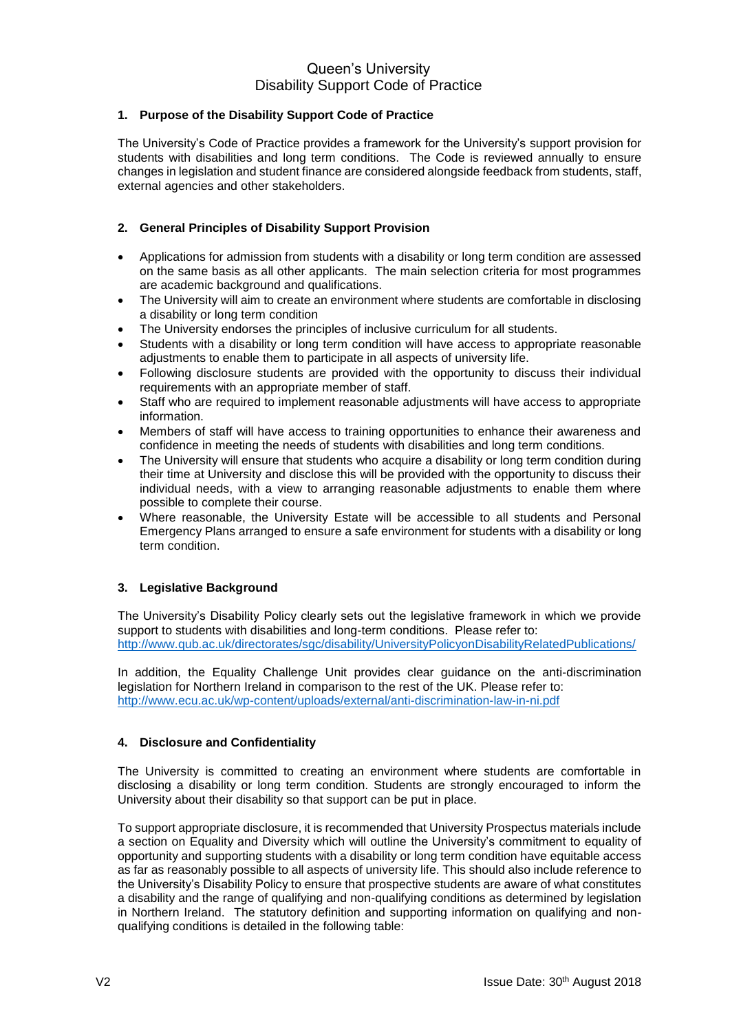# Queen's University
# Disability Support Code of Practice

## 1. Purpose of the Disability Support Code of Practice

The University's Code of Practice provides a framework for the University's support provision for students with disabilities and long term conditions. The Code is reviewed annually to ensure changes in legislation and student finance are considered alongside feedback from students, staff, external agencies and other stakeholders.

## 2. General Principles of Disability Support Provision

- Applications for admission from students with a disability or long term condition are assessed on the same basis as all other applicants. The main selection criteria for most programmes are academic background and qualifications.
- The University will aim to create an environment where students are comfortable in disclosing a disability or long term condition
- The University endorses the principles of inclusive curriculum for all students.
- Students with a disability or long term condition will have access to appropriate reasonable adjustments to enable them to participate in all aspects of university life.
- Following disclosure students are provided with the opportunity to discuss their individual requirements with an appropriate member of staff.
- Staff who are required to implement reasonable adjustments will have access to appropriate information.
- Members of staff will have access to training opportunities to enhance their awareness and confidence in meeting the needs of students with disabilities and long term conditions.
- The University will ensure that students who acquire a disability or long term condition during their time at University and disclose this will be provided with the opportunity to discuss their individual needs, with a view to arranging reasonable adjustments to enable them where possible to complete their course.
- Where reasonable, the University Estate will be accessible to all students and Personal Emergency Plans arranged to ensure a safe environment for students with a disability or long term condition.

## 3. Legislative Background

The University's Disability Policy clearly sets out the legislative framework in which we provide support to students with disabilities and long-term conditions. Please refer to:
http://www.qub.ac.uk/directorates/sgc/disability/UniversityPolicyonDisabilityRelatedPublications/

In addition, the Equality Challenge Unit provides clear guidance on the anti-discrimination legislation for Northern Ireland in comparison to the rest of the UK. Please refer to:
http://www.ecu.ac.uk/wp-content/uploads/external/anti-discrimination-law-in-ni.pdf

## 4. Disclosure and Confidentiality

The University is committed to creating an environment where students are comfortable in disclosing a disability or long term condition. Students are strongly encouraged to inform the University about their disability so that support can be put in place.

To support appropriate disclosure, it is recommended that University Prospectus materials include a section on Equality and Diversity which will outline the University's commitment to equality of opportunity and supporting students with a disability or long term condition have equitable access as far as reasonably possible to all aspects of university life. This should also include reference to the University's Disability Policy to ensure that prospective students are aware of what constitutes a disability and the range of qualifying and non-qualifying conditions as determined by legislation in Northern Ireland. The statutory definition and supporting information on qualifying and non-qualifying conditions is detailed in the following table: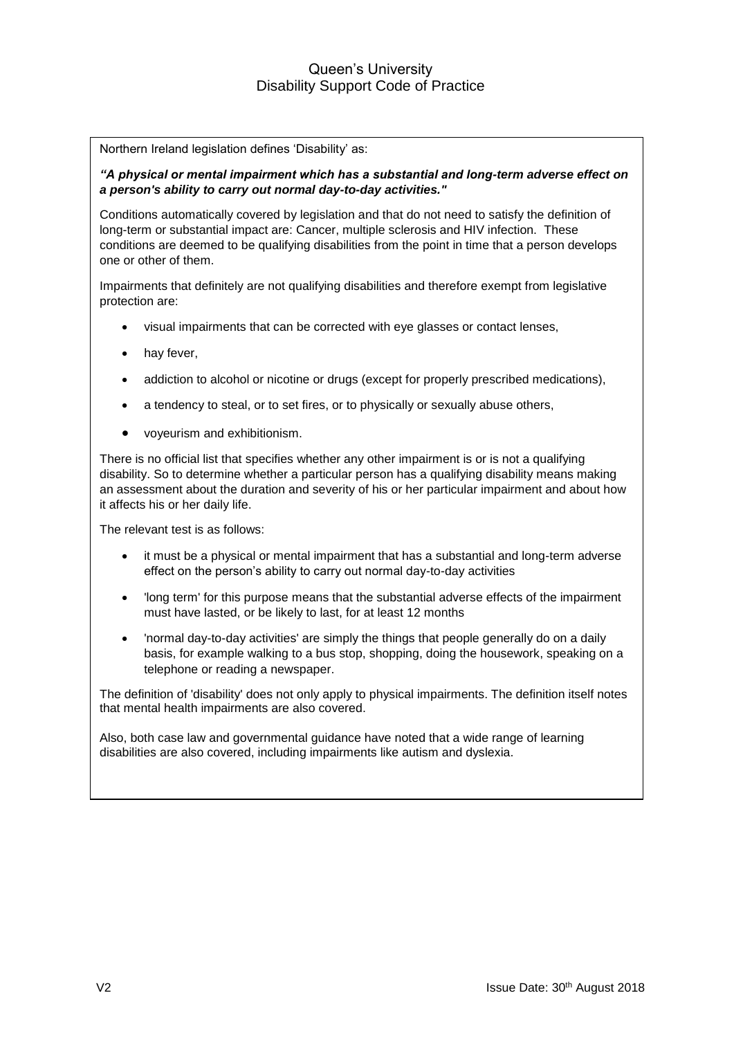Northern Ireland legislation defines 'Disability' as:

***"A physical or mental impairment which has a substantial and long-term adverse effect on a person's ability to carry out normal day-to-day activities."***

Conditions automatically covered by legislation and that do not need to satisfy the definition of long-term or substantial impact are: Cancer, multiple sclerosis and HIV infection. These conditions are deemed to be qualifying disabilities from the point in time that a person develops one or other of them.

Impairments that definitely are not qualifying disabilities and therefore exempt from legislative protection are:

- visual impairments that can be corrected with eye glasses or contact lenses,
- hay fever,
- addiction to alcohol or nicotine or drugs (except for properly prescribed medications),
- a tendency to steal, or to set fires, or to physically or sexually abuse others,
- voyeurism and exhibitionism.

There is no official list that specifies whether any other impairment is or is not a qualifying disability. So to determine whether a particular person has a qualifying disability means making an assessment about the duration and severity of his or her particular impairment and about how it affects his or her daily life.

The relevant test is as follows:

- it must be a physical or mental impairment that has a substantial and long-term adverse effect on the person's ability to carry out normal day-to-day activities
- 'long term' for this purpose means that the substantial adverse effects of the impairment must have lasted, or be likely to last, for at least 12 months
- 'normal day-to-day activities' are simply the things that people generally do on a daily basis, for example walking to a bus stop, shopping, doing the housework, speaking on a telephone or reading a newspaper.

The definition of 'disability' does not only apply to physical impairments. The definition itself notes that mental health impairments are also covered.

Also, both case law and governmental guidance have noted that a wide range of learning disabilities are also covered, including impairments like autism and dyslexia.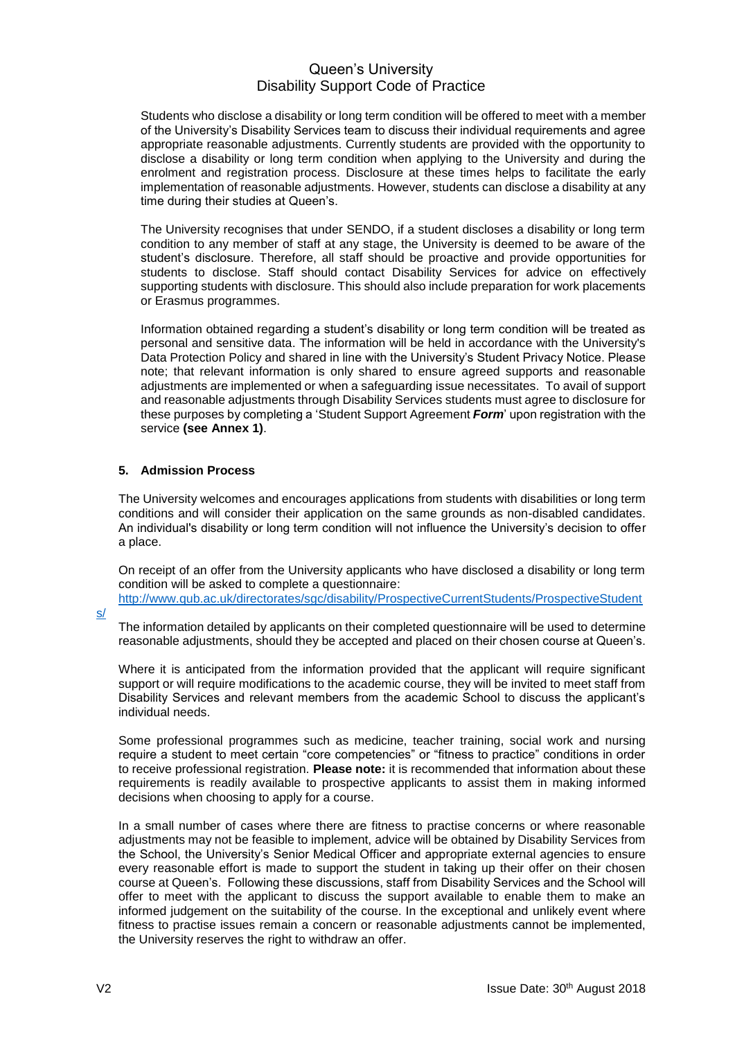Students who disclose a disability or long term condition will be offered to meet with a member of the University's Disability Services team to discuss their individual requirements and agree appropriate reasonable adjustments. Currently students are provided with the opportunity to disclose a disability or long term condition when applying to the University and during the enrolment and registration process. Disclosure at these times helps to facilitate the early implementation of reasonable adjustments. However, students can disclose a disability at any time during their studies at Queen's.

The University recognises that under SENDO, if a student discloses a disability or long term condition to any member of staff at any stage, the University is deemed to be aware of the student's disclosure. Therefore, all staff should be proactive and provide opportunities for students to disclose. Staff should contact Disability Services for advice on effectively supporting students with disclosure. This should also include preparation for work placements or Erasmus programmes.

Information obtained regarding a student's disability or long term condition will be treated as personal and sensitive data. The information will be held in accordance with the University's Data Protection Policy and shared in line with the University's Student Privacy Notice. Please note; that relevant information is only shared to ensure agreed supports and reasonable adjustments are implemented or when a safeguarding issue necessitates. To avail of support and reasonable adjustments through Disability Services students must agree to disclosure for these purposes by completing a 'Student Support Agreement ***Form***' upon registration with the service **(see Annex 1)**.

## 5. Admission Process

The University welcomes and encourages applications from students with disabilities or long term conditions and will consider their application on the same grounds as non-disabled candidates. An individual's disability or long term condition will not influence the University's decision to offer a place.

On receipt of an offer from the University applicants who have disclosed a disability or long term condition will be asked to complete a questionnaire:
http://www.qub.ac.uk/directorates/sgc/disability/ProspectiveCurrentStudents/ProspectiveStudents/

The information detailed by applicants on their completed questionnaire will be used to determine reasonable adjustments, should they be accepted and placed on their chosen course at Queen's.

Where it is anticipated from the information provided that the applicant will require significant support or will require modifications to the academic course, they will be invited to meet staff from Disability Services and relevant members from the academic School to discuss the applicant's individual needs.

Some professional programmes such as medicine, teacher training, social work and nursing require a student to meet certain "core competencies" or "fitness to practice" conditions in order to receive professional registration. **Please note:** it is recommended that information about these requirements is readily available to prospective applicants to assist them in making informed decisions when choosing to apply for a course.

In a small number of cases where there are fitness to practise concerns or where reasonable adjustments may not be feasible to implement, advice will be obtained by Disability Services from the School, the University's Senior Medical Officer and appropriate external agencies to ensure every reasonable effort is made to support the student in taking up their offer on their chosen course at Queen's. Following these discussions, staff from Disability Services and the School will offer to meet with the applicant to discuss the support available to enable them to make an informed judgement on the suitability of the course. In the exceptional and unlikely event where fitness to practise issues remain a concern or reasonable adjustments cannot be implemented, the University reserves the right to withdraw an offer.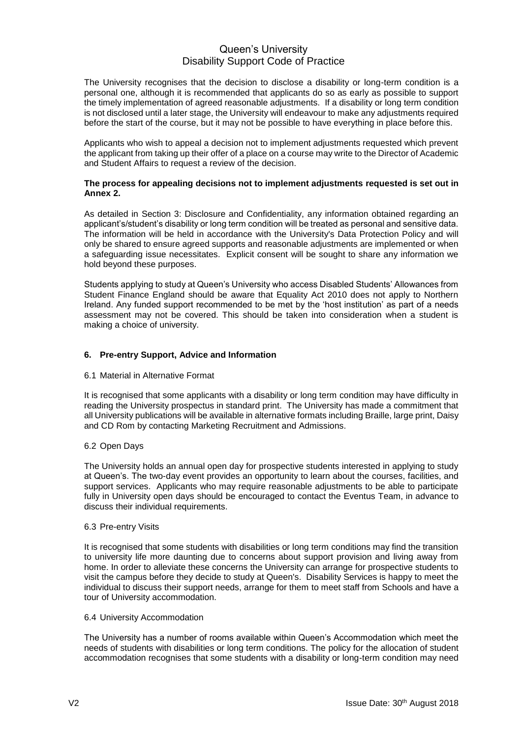The University recognises that the decision to disclose a disability or long-term condition is a personal one, although it is recommended that applicants do so as early as possible to support the timely implementation of agreed reasonable adjustments. If a disability or long term condition is not disclosed until a later stage, the University will endeavour to make any adjustments required before the start of the course, but it may not be possible to have everything in place before this.

Applicants who wish to appeal a decision not to implement adjustments requested which prevent the applicant from taking up their offer of a place on a course may write to the Director of Academic and Student Affairs to request a review of the decision.

**The process for appealing decisions not to implement adjustments requested is set out in Annex 2.**

As detailed in Section 3: Disclosure and Confidentiality, any information obtained regarding an applicant's/student's disability or long term condition will be treated as personal and sensitive data. The information will be held in accordance with the University's Data Protection Policy and will only be shared to ensure agreed supports and reasonable adjustments are implemented or when a safeguarding issue necessitates. Explicit consent will be sought to share any information we hold beyond these purposes.

Students applying to study at Queen's University who access Disabled Students' Allowances from Student Finance England should be aware that Equality Act 2010 does not apply to Northern Ireland. Any funded support recommended to be met by the 'host institution' as part of a needs assessment may not be covered. This should be taken into consideration when a student is making a choice of university.

## 6. Pre-entry Support, Advice and Information

### 6.1 Material in Alternative Format

It is recognised that some applicants with a disability or long term condition may have difficulty in reading the University prospectus in standard print. The University has made a commitment that all University publications will be available in alternative formats including Braille, large print, Daisy and CD Rom by contacting Marketing Recruitment and Admissions.

### 6.2 Open Days

The University holds an annual open day for prospective students interested in applying to study at Queen's. The two-day event provides an opportunity to learn about the courses, facilities, and support services. Applicants who may require reasonable adjustments to be able to participate fully in University open days should be encouraged to contact the Eventus Team, in advance to discuss their individual requirements.

### 6.3 Pre-entry Visits

It is recognised that some students with disabilities or long term conditions may find the transition to university life more daunting due to concerns about support provision and living away from home. In order to alleviate these concerns the University can arrange for prospective students to visit the campus before they decide to study at Queen's. Disability Services is happy to meet the individual to discuss their support needs, arrange for them to meet staff from Schools and have a tour of University accommodation.

### 6.4 University Accommodation

The University has a number of rooms available within Queen's Accommodation which meet the needs of students with disabilities or long term conditions. The policy for the allocation of student accommodation recognises that some students with a disability or long-term condition may need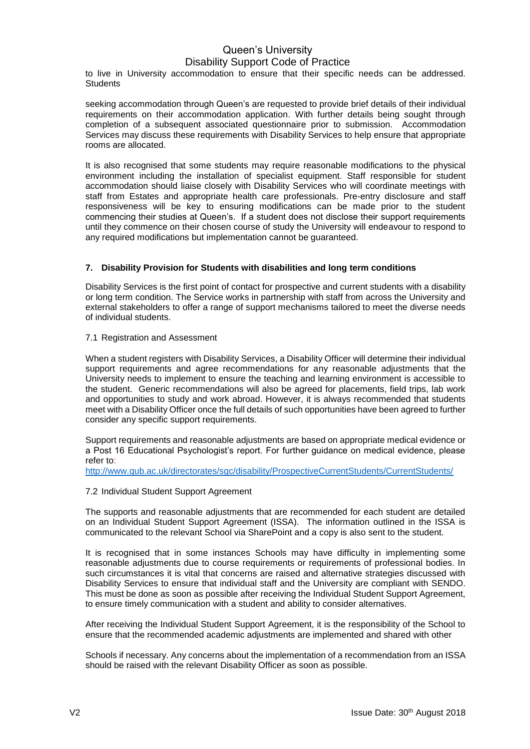to live in University accommodation to ensure that their specific needs can be addressed. Students

seeking accommodation through Queen's are requested to provide brief details of their individual requirements on their accommodation application. With further details being sought through completion of a subsequent associated questionnaire prior to submission. Accommodation Services may discuss these requirements with Disability Services to help ensure that appropriate rooms are allocated.

It is also recognised that some students may require reasonable modifications to the physical environment including the installation of specialist equipment. Staff responsible for student accommodation should liaise closely with Disability Services who will coordinate meetings with staff from Estates and appropriate health care professionals. Pre-entry disclosure and staff responsiveness will be key to ensuring modifications can be made prior to the student commencing their studies at Queen's. If a student does not disclose their support requirements until they commence on their chosen course of study the University will endeavour to respond to any required modifications but implementation cannot be guaranteed.

## 7. Disability Provision for Students with disabilities and long term conditions

Disability Services is the first point of contact for prospective and current students with a disability or long term condition. The Service works in partnership with staff from across the University and external stakeholders to offer a range of support mechanisms tailored to meet the diverse needs of individual students.

### 7.1 Registration and Assessment

When a student registers with Disability Services, a Disability Officer will determine their individual support requirements and agree recommendations for any reasonable adjustments that the University needs to implement to ensure the teaching and learning environment is accessible to the student. Generic recommendations will also be agreed for placements, field trips, lab work and opportunities to study and work abroad. However, it is always recommended that students meet with a Disability Officer once the full details of such opportunities have been agreed to further consider any specific support requirements.

Support requirements and reasonable adjustments are based on appropriate medical evidence or a Post 16 Educational Psychologist's report. For further guidance on medical evidence, please refer to:
http://www.qub.ac.uk/directorates/sgc/disability/ProspectiveCurrentStudents/CurrentStudents/

### 7.2 Individual Student Support Agreement

The supports and reasonable adjustments that are recommended for each student are detailed on an Individual Student Support Agreement (ISSA). The information outlined in the ISSA is communicated to the relevant School via SharePoint and a copy is also sent to the student.

It is recognised that in some instances Schools may have difficulty in implementing some reasonable adjustments due to course requirements or requirements of professional bodies. In such circumstances it is vital that concerns are raised and alternative strategies discussed with Disability Services to ensure that individual staff and the University are compliant with SENDO. This must be done as soon as possible after receiving the Individual Student Support Agreement, to ensure timely communication with a student and ability to consider alternatives.

After receiving the Individual Student Support Agreement, it is the responsibility of the School to ensure that the recommended academic adjustments are implemented and shared with other

Schools if necessary. Any concerns about the implementation of a recommendation from an ISSA should be raised with the relevant Disability Officer as soon as possible.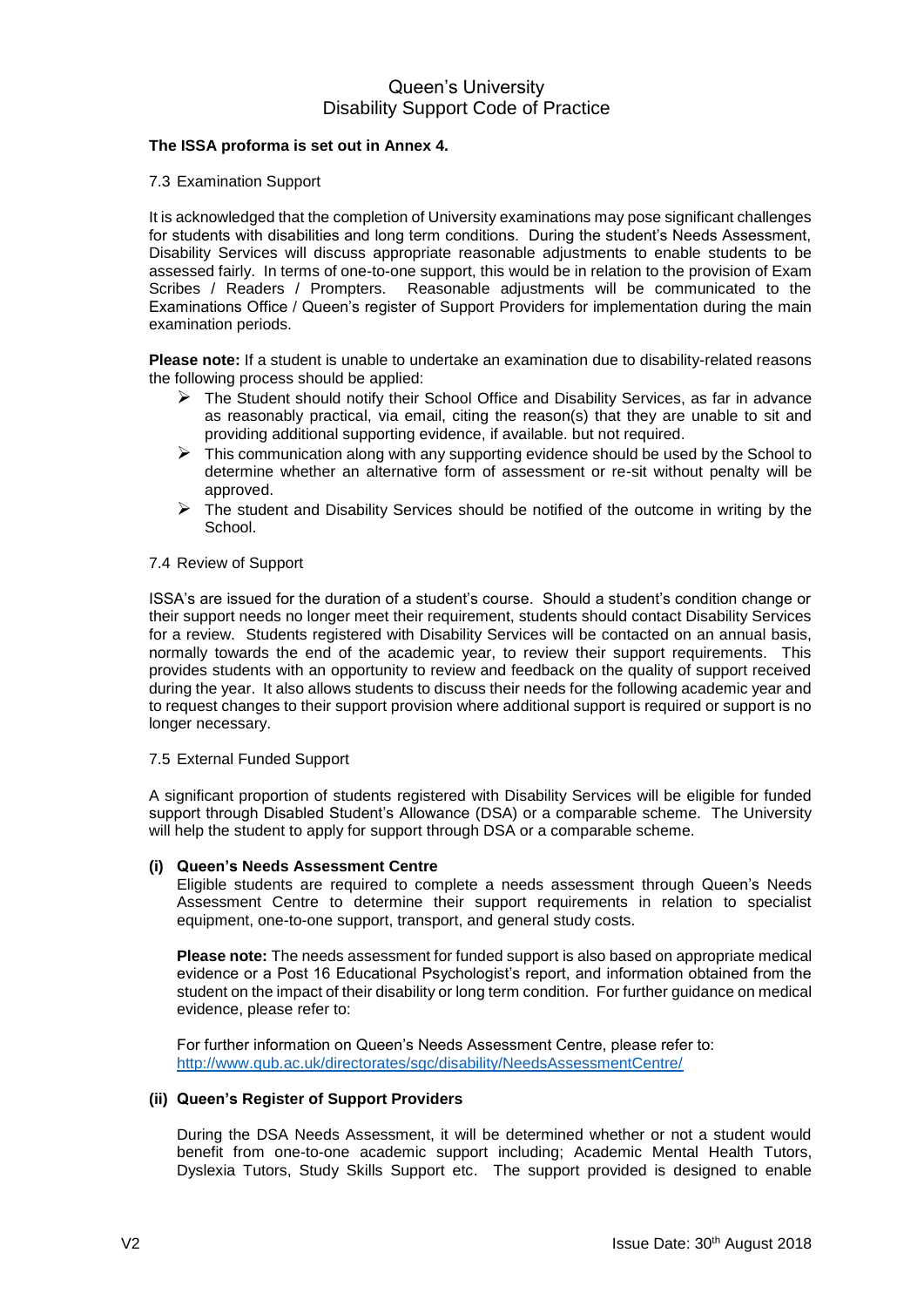**The ISSA proforma is set out in Annex 4.**

7.3 Examination Support

It is acknowledged that the completion of University examinations may pose significant challenges for students with disabilities and long term conditions. During the student's Needs Assessment, Disability Services will discuss appropriate reasonable adjustments to enable students to be assessed fairly. In terms of one-to-one support, this would be in relation to the provision of Exam Scribes / Readers / Prompters. Reasonable adjustments will be communicated to the Examinations Office / Queen's register of Support Providers for implementation during the main examination periods.

**Please note:** If a student is unable to undertake an examination due to disability-related reasons the following process should be applied:

- The Student should notify their School Office and Disability Services, as far in advance as reasonably practical, via email, citing the reason(s) that they are unable to sit and providing additional supporting evidence, if available. but not required.
- This communication along with any supporting evidence should be used by the School to determine whether an alternative form of assessment or re-sit without penalty will be approved.
- The student and Disability Services should be notified of the outcome in writing by the School.

7.4 Review of Support

ISSA's are issued for the duration of a student's course. Should a student's condition change or their support needs no longer meet their requirement, students should contact Disability Services for a review. Students registered with Disability Services will be contacted on an annual basis, normally towards the end of the academic year, to review their support requirements. This provides students with an opportunity to review and feedback on the quality of support received during the year. It also allows students to discuss their needs for the following academic year and to request changes to their support provision where additional support is required or support is no longer necessary.

7.5 External Funded Support

A significant proportion of students registered with Disability Services will be eligible for funded support through Disabled Student's Allowance (DSA) or a comparable scheme. The University will help the student to apply for support through DSA or a comparable scheme.

**(i) Queen's Needs Assessment Centre**

Eligible students are required to complete a needs assessment through Queen's Needs Assessment Centre to determine their support requirements in relation to specialist equipment, one-to-one support, transport, and general study costs.

**Please note:** The needs assessment for funded support is also based on appropriate medical evidence or a Post 16 Educational Psychologist's report, and information obtained from the student on the impact of their disability or long term condition. For further guidance on medical evidence, please refer to:

For further information on Queen's Needs Assessment Centre, please refer to: http://www.qub.ac.uk/directorates/sgc/disability/NeedsAssessmentCentre/

**(ii) Queen's Register of Support Providers**

During the DSA Needs Assessment, it will be determined whether or not a student would benefit from one-to-one academic support including; Academic Mental Health Tutors, Dyslexia Tutors, Study Skills Support etc. The support provided is designed to enable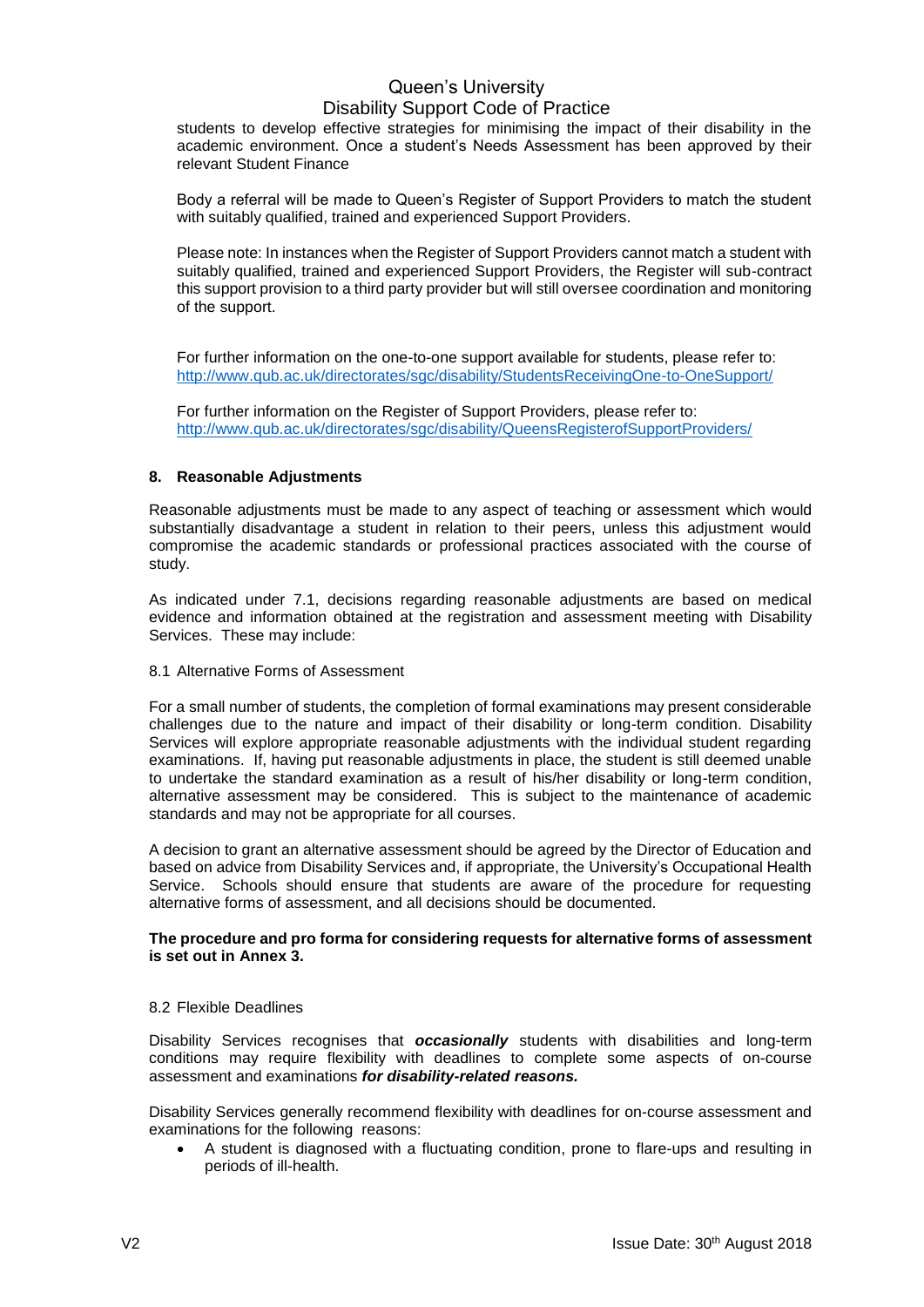students to develop effective strategies for minimising the impact of their disability in the academic environment. Once a student's Needs Assessment has been approved by their relevant Student Finance

Body a referral will be made to Queen's Register of Support Providers to match the student with suitably qualified, trained and experienced Support Providers.

Please note: In instances when the Register of Support Providers cannot match a student with suitably qualified, trained and experienced Support Providers, the Register will sub-contract this support provision to a third party provider but will still oversee coordination and monitoring of the support.

For further information on the one-to-one support available for students, please refer to:
http://www.qub.ac.uk/directorates/sgc/disability/StudentsReceivingOne-to-OneSupport/

For further information on the Register of Support Providers, please refer to:
http://www.qub.ac.uk/directorates/sgc/disability/QueensRegisterofSupportProviders/

## 8. Reasonable Adjustments

Reasonable adjustments must be made to any aspect of teaching or assessment which would substantially disadvantage a student in relation to their peers, unless this adjustment would compromise the academic standards or professional practices associated with the course of study.

As indicated under 7.1, decisions regarding reasonable adjustments are based on medical evidence and information obtained at the registration and assessment meeting with Disability Services. These may include:

### 8.1 Alternative Forms of Assessment

For a small number of students, the completion of formal examinations may present considerable challenges due to the nature and impact of their disability or long-term condition. Disability Services will explore appropriate reasonable adjustments with the individual student regarding examinations. If, having put reasonable adjustments in place, the student is still deemed unable to undertake the standard examination as a result of his/her disability or long-term condition, alternative assessment may be considered. This is subject to the maintenance of academic standards and may not be appropriate for all courses.

A decision to grant an alternative assessment should be agreed by the Director of Education and based on advice from Disability Services and, if appropriate, the University's Occupational Health Service. Schools should ensure that students are aware of the procedure for requesting alternative forms of assessment, and all decisions should be documented.

**The procedure and pro forma for considering requests for alternative forms of assessment is set out in Annex 3.**

### 8.2 Flexible Deadlines

Disability Services recognises that ***occasionally*** students with disabilities and long-term conditions may require flexibility with deadlines to complete some aspects of on-course assessment and examinations ***for disability-related reasons.***

Disability Services generally recommend flexibility with deadlines for on-course assessment and examinations for the following reasons:

- A student is diagnosed with a fluctuating condition, prone to flare-ups and resulting in periods of ill-health.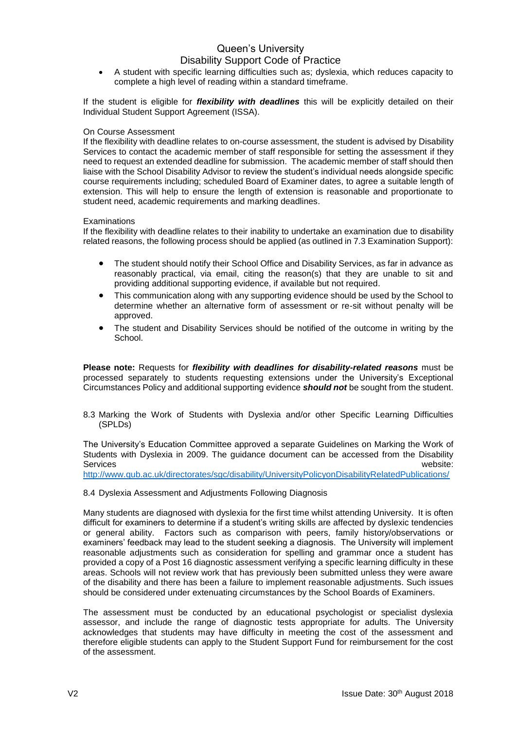- A student with specific learning difficulties such as; dyslexia, which reduces capacity to complete a high level of reading within a standard timeframe.

If the student is eligible for ***flexibility with deadlines*** this will be explicitly detailed on their Individual Student Support Agreement (ISSA).

On Course Assessment

If the flexibility with deadline relates to on-course assessment, the student is advised by Disability Services to contact the academic member of staff responsible for setting the assessment if they need to request an extended deadline for submission. The academic member of staff should then liaise with the School Disability Advisor to review the student's individual needs alongside specific course requirements including; scheduled Board of Examiner dates, to agree a suitable length of extension. This will help to ensure the length of extension is reasonable and proportionate to student need, academic requirements and marking deadlines.

Examinations

If the flexibility with deadline relates to their inability to undertake an examination due to disability related reasons, the following process should be applied (as outlined in 7.3 Examination Support):

- The student should notify their School Office and Disability Services, as far in advance as reasonably practical, via email, citing the reason(s) that they are unable to sit and providing additional supporting evidence, if available but not required.
- This communication along with any supporting evidence should be used by the School to determine whether an alternative form of assessment or re-sit without penalty will be approved.
- The student and Disability Services should be notified of the outcome in writing by the School.

**Please note:** Requests for ***flexibility with deadlines for disability-related reasons*** must be processed separately to students requesting extensions under the University's Exceptional Circumstances Policy and additional supporting evidence ***should not*** be sought from the student.

## 8.3 Marking the Work of Students with Dyslexia and/or other Specific Learning Difficulties (SPLDs)

The University's Education Committee approved a separate Guidelines on Marking the Work of Students with Dyslexia in 2009. The guidance document can be accessed from the Disability Services website: http://www.qub.ac.uk/directorates/sgc/disability/UniversityPolicyonDisabilityRelatedPublications/

## 8.4 Dyslexia Assessment and Adjustments Following Diagnosis

Many students are diagnosed with dyslexia for the first time whilst attending University. It is often difficult for examiners to determine if a student's writing skills are affected by dyslexic tendencies or general ability. Factors such as comparison with peers, family history/observations or examiners' feedback may lead to the student seeking a diagnosis. The University will implement reasonable adjustments such as consideration for spelling and grammar once a student has provided a copy of a Post 16 diagnostic assessment verifying a specific learning difficulty in these areas. Schools will not review work that has previously been submitted unless they were aware of the disability and there has been a failure to implement reasonable adjustments. Such issues should be considered under extenuating circumstances by the School Boards of Examiners.

The assessment must be conducted by an educational psychologist or specialist dyslexia assessor, and include the range of diagnostic tests appropriate for adults. The University acknowledges that students may have difficulty in meeting the cost of the assessment and therefore eligible students can apply to the Student Support Fund for reimbursement for the cost of the assessment.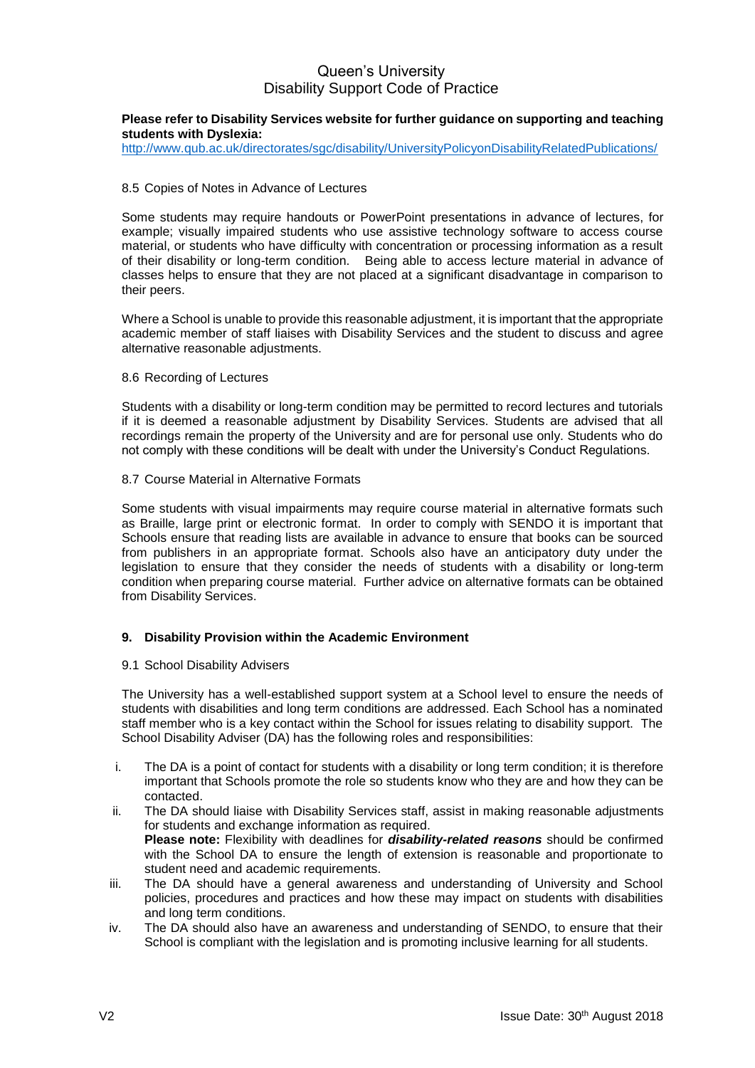**Please refer to Disability Services website for further guidance on supporting and teaching students with Dyslexia:**
http://www.qub.ac.uk/directorates/sgc/disability/UniversityPolicyonDisabilityRelatedPublications/

### 8.5 Copies of Notes in Advance of Lectures

Some students may require handouts or PowerPoint presentations in advance of lectures, for example; visually impaired students who use assistive technology software to access course material, or students who have difficulty with concentration or processing information as a result of their disability or long-term condition. Being able to access lecture material in advance of classes helps to ensure that they are not placed at a significant disadvantage in comparison to their peers.

Where a School is unable to provide this reasonable adjustment, it is important that the appropriate academic member of staff liaises with Disability Services and the student to discuss and agree alternative reasonable adjustments.

### 8.6 Recording of Lectures

Students with a disability or long-term condition may be permitted to record lectures and tutorials if it is deemed a reasonable adjustment by Disability Services. Students are advised that all recordings remain the property of the University and are for personal use only. Students who do not comply with these conditions will be dealt with under the University's Conduct Regulations.

### 8.7 Course Material in Alternative Formats

Some students with visual impairments may require course material in alternative formats such as Braille, large print or electronic format. In order to comply with SENDO it is important that Schools ensure that reading lists are available in advance to ensure that books can be sourced from publishers in an appropriate format. Schools also have an anticipatory duty under the legislation to ensure that they consider the needs of students with a disability or long-term condition when preparing course material. Further advice on alternative formats can be obtained from Disability Services.

## 9. Disability Provision within the Academic Environment

### 9.1 School Disability Advisers

The University has a well-established support system at a School level to ensure the needs of students with disabilities and long term conditions are addressed. Each School has a nominated staff member who is a key contact within the School for issues relating to disability support. The School Disability Adviser (DA) has the following roles and responsibilities:

i. The DA is a point of contact for students with a disability or long term condition; it is therefore important that Schools promote the role so students know who they are and how they can be contacted.

ii. The DA should liaise with Disability Services staff, assist in making reasonable adjustments for students and exchange information as required.
**Please note:** Flexibility with deadlines for ***disability-related reasons*** should be confirmed with the School DA to ensure the length of extension is reasonable and proportionate to student need and academic requirements.

iii. The DA should have a general awareness and understanding of University and School policies, procedures and practices and how these may impact on students with disabilities and long term conditions.

iv. The DA should also have an awareness and understanding of SENDO, to ensure that their School is compliant with the legislation and is promoting inclusive learning for all students.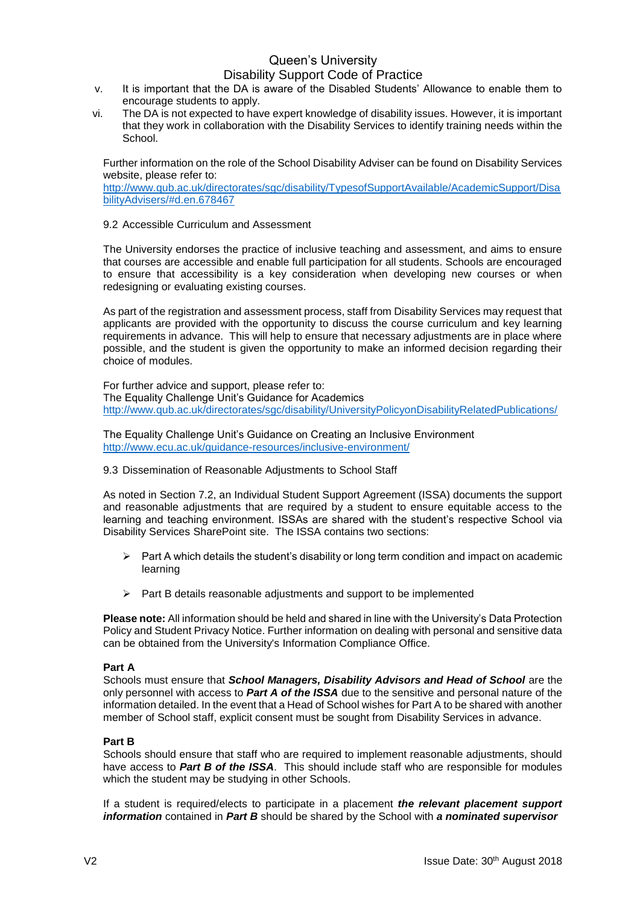v. It is important that the DA is aware of the Disabled Students' Allowance to enable them to encourage students to apply.

vi. The DA is not expected to have expert knowledge of disability issues. However, it is important that they work in collaboration with the Disability Services to identify training needs within the School.

Further information on the role of the School Disability Adviser can be found on Disability Services website, please refer to:
http://www.qub.ac.uk/directorates/sgc/disability/TypesofSupportAvailable/AcademicSupport/DisabilityAdvisers/#d.en.678467

9.2 Accessible Curriculum and Assessment

The University endorses the practice of inclusive teaching and assessment, and aims to ensure that courses are accessible and enable full participation for all students. Schools are encouraged to ensure that accessibility is a key consideration when developing new courses or when redesigning or evaluating existing courses.

As part of the registration and assessment process, staff from Disability Services may request that applicants are provided with the opportunity to discuss the course curriculum and key learning requirements in advance. This will help to ensure that necessary adjustments are in place where possible, and the student is given the opportunity to make an informed decision regarding their choice of modules.

For further advice and support, please refer to:
The Equality Challenge Unit's Guidance for Academics
http://www.qub.ac.uk/directorates/sgc/disability/UniversityPolicyonDisabilityRelatedPublications/

The Equality Challenge Unit's Guidance on Creating an Inclusive Environment
http://www.ecu.ac.uk/guidance-resources/inclusive-environment/

9.3 Dissemination of Reasonable Adjustments to School Staff

As noted in Section 7.2, an Individual Student Support Agreement (ISSA) documents the support and reasonable adjustments that are required by a student to ensure equitable access to the learning and teaching environment. ISSAs are shared with the student's respective School via Disability Services SharePoint site. The ISSA contains two sections:

- Part A which details the student's disability or long term condition and impact on academic learning
- Part B details reasonable adjustments and support to be implemented

**Please note:** All information should be held and shared in line with the University's Data Protection Policy and Student Privacy Notice. Further information on dealing with personal and sensitive data can be obtained from the University's Information Compliance Office.

**Part A**

Schools must ensure that ***School Managers, Disability Advisors and Head of School*** are the only personnel with access to ***Part A of the ISSA*** due to the sensitive and personal nature of the information detailed. In the event that a Head of School wishes for Part A to be shared with another member of School staff, explicit consent must be sought from Disability Services in advance.

**Part B**

Schools should ensure that staff who are required to implement reasonable adjustments, should have access to ***Part B of the ISSA***. This should include staff who are responsible for modules which the student may be studying in other Schools.

If a student is required/elects to participate in a placement ***the relevant placement support information*** contained in ***Part B*** should be shared by the School with ***a nominated supervisor***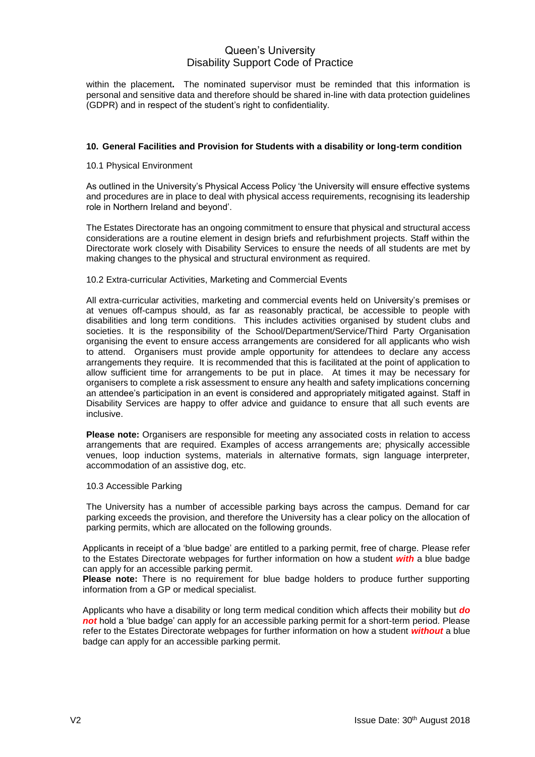within the placement**.** The nominated supervisor must be reminded that this information is personal and sensitive data and therefore should be shared in-line with data protection guidelines (GDPR) and in respect of the student's right to confidentiality.

## 10. General Facilities and Provision for Students with a disability or long-term condition

### 10.1 Physical Environment

As outlined in the University's Physical Access Policy 'the University will ensure effective systems and procedures are in place to deal with physical access requirements, recognising its leadership role in Northern Ireland and beyond'.

The Estates Directorate has an ongoing commitment to ensure that physical and structural access considerations are a routine element in design briefs and refurbishment projects. Staff within the Directorate work closely with Disability Services to ensure the needs of all students are met by making changes to the physical and structural environment as required.

### 10.2 Extra-curricular Activities, Marketing and Commercial Events

All extra-curricular activities, marketing and commercial events held on University's premises or at venues off-campus should, as far as reasonably practical, be accessible to people with disabilities and long term conditions. This includes activities organised by student clubs and societies. It is the responsibility of the School/Department/Service/Third Party Organisation organising the event to ensure access arrangements are considered for all applicants who wish to attend. Organisers must provide ample opportunity for attendees to declare any access arrangements they require. It is recommended that this is facilitated at the point of application to allow sufficient time for arrangements to be put in place. At times it may be necessary for organisers to complete a risk assessment to ensure any health and safety implications concerning an attendee's participation in an event is considered and appropriately mitigated against. Staff in Disability Services are happy to offer advice and guidance to ensure that all such events are inclusive.

**Please note:** Organisers are responsible for meeting any associated costs in relation to access arrangements that are required. Examples of access arrangements are; physically accessible venues, loop induction systems, materials in alternative formats, sign language interpreter, accommodation of an assistive dog, etc.

### 10.3 Accessible Parking

The University has a number of accessible parking bays across the campus. Demand for car parking exceeds the provision, and therefore the University has a clear policy on the allocation of parking permits, which are allocated on the following grounds.

Applicants in receipt of a 'blue badge' are entitled to a parking permit, free of charge. Please refer to the Estates Directorate webpages for further information on how a student ***with*** a blue badge can apply for an accessible parking permit.
**Please note:** There is no requirement for blue badge holders to produce further supporting information from a GP or medical specialist.

Applicants who have a disability or long term medical condition which affects their mobility but ***do not*** hold a 'blue badge' can apply for an accessible parking permit for a short-term period. Please refer to the Estates Directorate webpages for further information on how a student ***without*** a blue badge can apply for an accessible parking permit.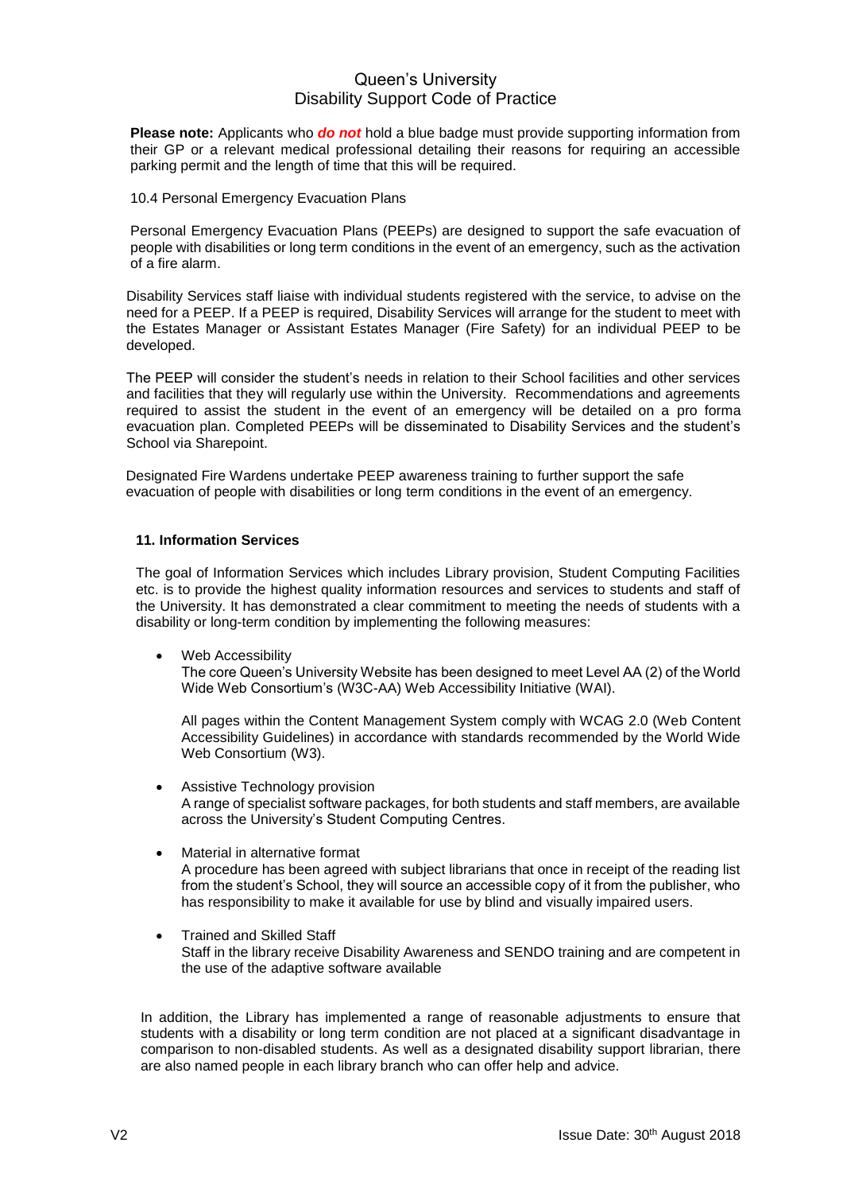**Please note:** Applicants who ***do not*** hold a blue badge must provide supporting information from their GP or a relevant medical professional detailing their reasons for requiring an accessible parking permit and the length of time that this will be required.

10.4 Personal Emergency Evacuation Plans

Personal Emergency Evacuation Plans (PEEPs) are designed to support the safe evacuation of people with disabilities or long term conditions in the event of an emergency, such as the activation of a fire alarm.

Disability Services staff liaise with individual students registered with the service, to advise on the need for a PEEP. If a PEEP is required, Disability Services will arrange for the student to meet with the Estates Manager or Assistant Estates Manager (Fire Safety) for an individual PEEP to be developed.

The PEEP will consider the student's needs in relation to their School facilities and other services and facilities that they will regularly use within the University. Recommendations and agreements required to assist the student in the event of an emergency will be detailed on a pro forma evacuation plan. Completed PEEPs will be disseminated to Disability Services and the student's School via Sharepoint.

Designated Fire Wardens undertake PEEP awareness training to further support the safe evacuation of people with disabilities or long term conditions in the event of an emergency.

## 11. Information Services

The goal of Information Services which includes Library provision, Student Computing Facilities etc. is to provide the highest quality information resources and services to students and staff of the University. It has demonstrated a clear commitment to meeting the needs of students with a disability or long-term condition by implementing the following measures:

- Web Accessibility
  The core Queen's University Website has been designed to meet Level AA (2) of the World Wide Web Consortium's (W3C-AA) Web Accessibility Initiative (WAI).

  All pages within the Content Management System comply with WCAG 2.0 (Web Content Accessibility Guidelines) in accordance with standards recommended by the World Wide Web Consortium (W3).

- Assistive Technology provision
  A range of specialist software packages, for both students and staff members, are available across the University's Student Computing Centres.

- Material in alternative format
  A procedure has been agreed with subject librarians that once in receipt of the reading list from the student's School, they will source an accessible copy of it from the publisher, who has responsibility to make it available for use by blind and visually impaired users.

- Trained and Skilled Staff
  Staff in the library receive Disability Awareness and SENDO training and are competent in the use of the adaptive software available

In addition, the Library has implemented a range of reasonable adjustments to ensure that students with a disability or long term condition are not placed at a significant disadvantage in comparison to non-disabled students. As well as a designated disability support librarian, there are also named people in each library branch who can offer help and advice.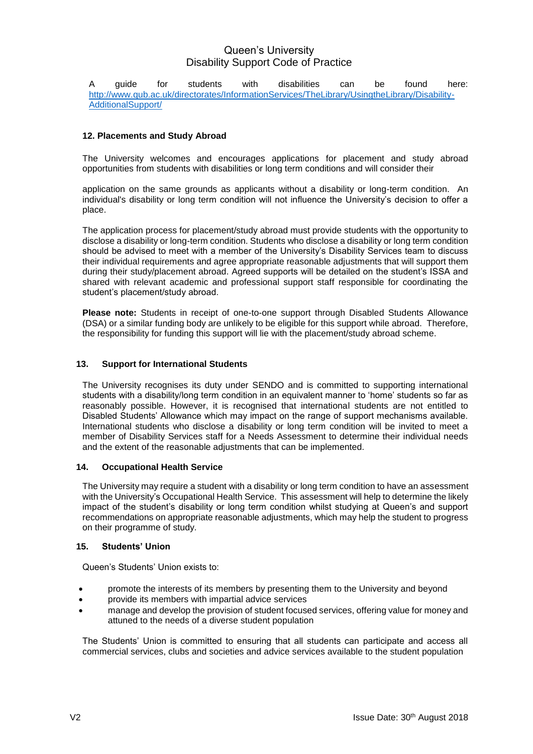A guide for students with disabilities can be found here: [http://www.qub.ac.uk/directorates/InformationServices/TheLibrary/UsingtheLibrary/Disability-AdditionalSupport/](http://www.qub.ac.uk/directorates/InformationServices/TheLibrary/UsingtheLibrary/Disability-AdditionalSupport/)

## 12. Placements and Study Abroad

The University welcomes and encourages applications for placement and study abroad opportunities from students with disabilities or long term conditions and will consider their application on the same grounds as applicants without a disability or long-term condition. An individual's disability or long term condition will not influence the University's decision to offer a place.

The application process for placement/study abroad must provide students with the opportunity to disclose a disability or long-term condition. Students who disclose a disability or long term condition should be advised to meet with a member of the University's Disability Services team to discuss their individual requirements and agree appropriate reasonable adjustments that will support them during their study/placement abroad. Agreed supports will be detailed on the student's ISSA and shared with relevant academic and professional support staff responsible for coordinating the student's placement/study abroad.

**Please note:** Students in receipt of one-to-one support through Disabled Students Allowance (DSA) or a similar funding body are unlikely to be eligible for this support while abroad. Therefore, the responsibility for funding this support will lie with the placement/study abroad scheme.

## 13. Support for International Students

The University recognises its duty under SENDO and is committed to supporting international students with a disability/long term condition in an equivalent manner to 'home' students so far as reasonably possible. However, it is recognised that international students are not entitled to Disabled Students' Allowance which may impact on the range of support mechanisms available. International students who disclose a disability or long term condition will be invited to meet a member of Disability Services staff for a Needs Assessment to determine their individual needs and the extent of the reasonable adjustments that can be implemented.

## 14. Occupational Health Service

The University may require a student with a disability or long term condition to have an assessment with the University's Occupational Health Service. This assessment will help to determine the likely impact of the student's disability or long term condition whilst studying at Queen's and support recommendations on appropriate reasonable adjustments, which may help the student to progress on their programme of study.

## 15. Students' Union

Queen's Students' Union exists to:

- promote the interests of its members by presenting them to the University and beyond
- provide its members with impartial advice services
- manage and develop the provision of student focused services, offering value for money and attuned to the needs of a diverse student population

The Students' Union is committed to ensuring that all students can participate and access all commercial services, clubs and societies and advice services available to the student population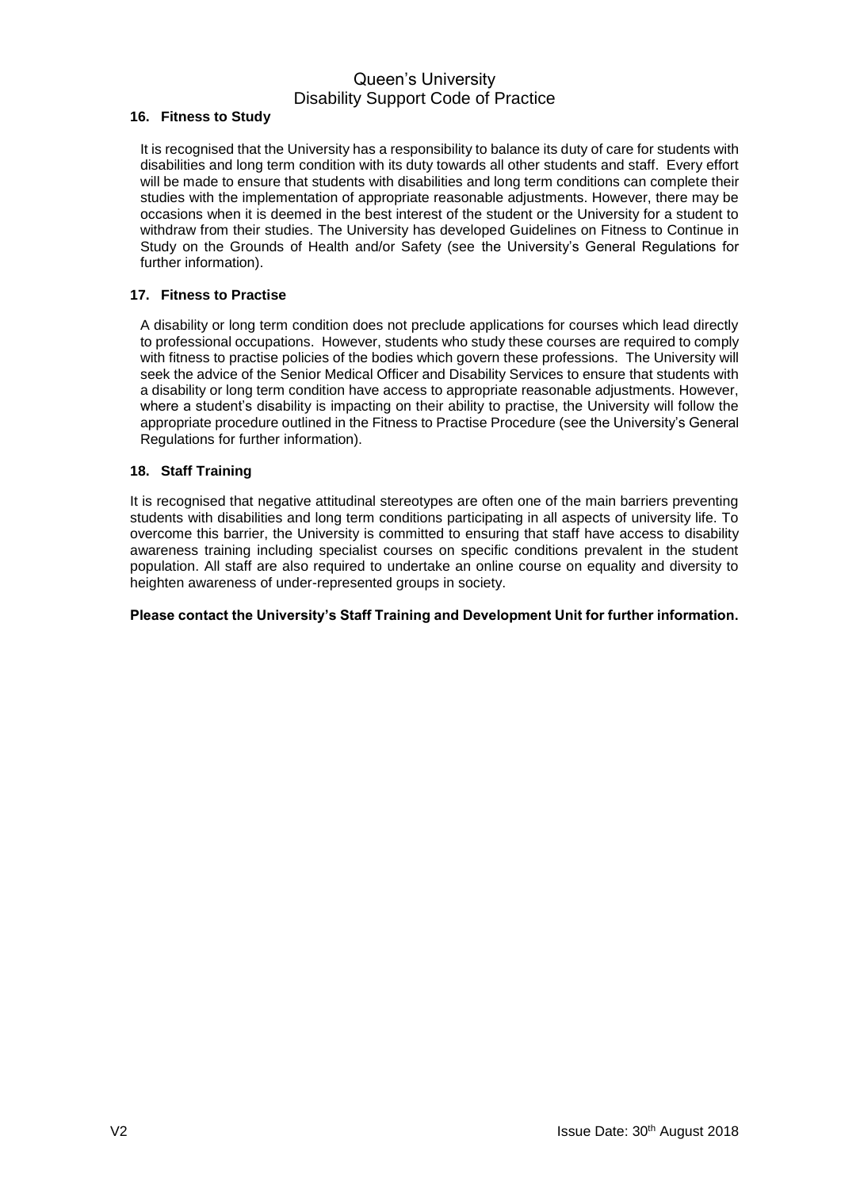### 16. Fitness to Study

It is recognised that the University has a responsibility to balance its duty of care for students with disabilities and long term condition with its duty towards all other students and staff. Every effort will be made to ensure that students with disabilities and long term conditions can complete their studies with the implementation of appropriate reasonable adjustments. However, there may be occasions when it is deemed in the best interest of the student or the University for a student to withdraw from their studies. The University has developed Guidelines on Fitness to Continue in Study on the Grounds of Health and/or Safety (see the University's General Regulations for further information).

### 17. Fitness to Practise

A disability or long term condition does not preclude applications for courses which lead directly to professional occupations. However, students who study these courses are required to comply with fitness to practise policies of the bodies which govern these professions. The University will seek the advice of the Senior Medical Officer and Disability Services to ensure that students with a disability or long term condition have access to appropriate reasonable adjustments. However, where a student's disability is impacting on their ability to practise, the University will follow the appropriate procedure outlined in the Fitness to Practise Procedure (see the University's General Regulations for further information).

### 18. Staff Training

It is recognised that negative attitudinal stereotypes are often one of the main barriers preventing students with disabilities and long term conditions participating in all aspects of university life. To overcome this barrier, the University is committed to ensuring that staff have access to disability awareness training including specialist courses on specific conditions prevalent in the student population. All staff are also required to undertake an online course on equality and diversity to heighten awareness of under-represented groups in society.

**Please contact the University's Staff Training and Development Unit for further information.**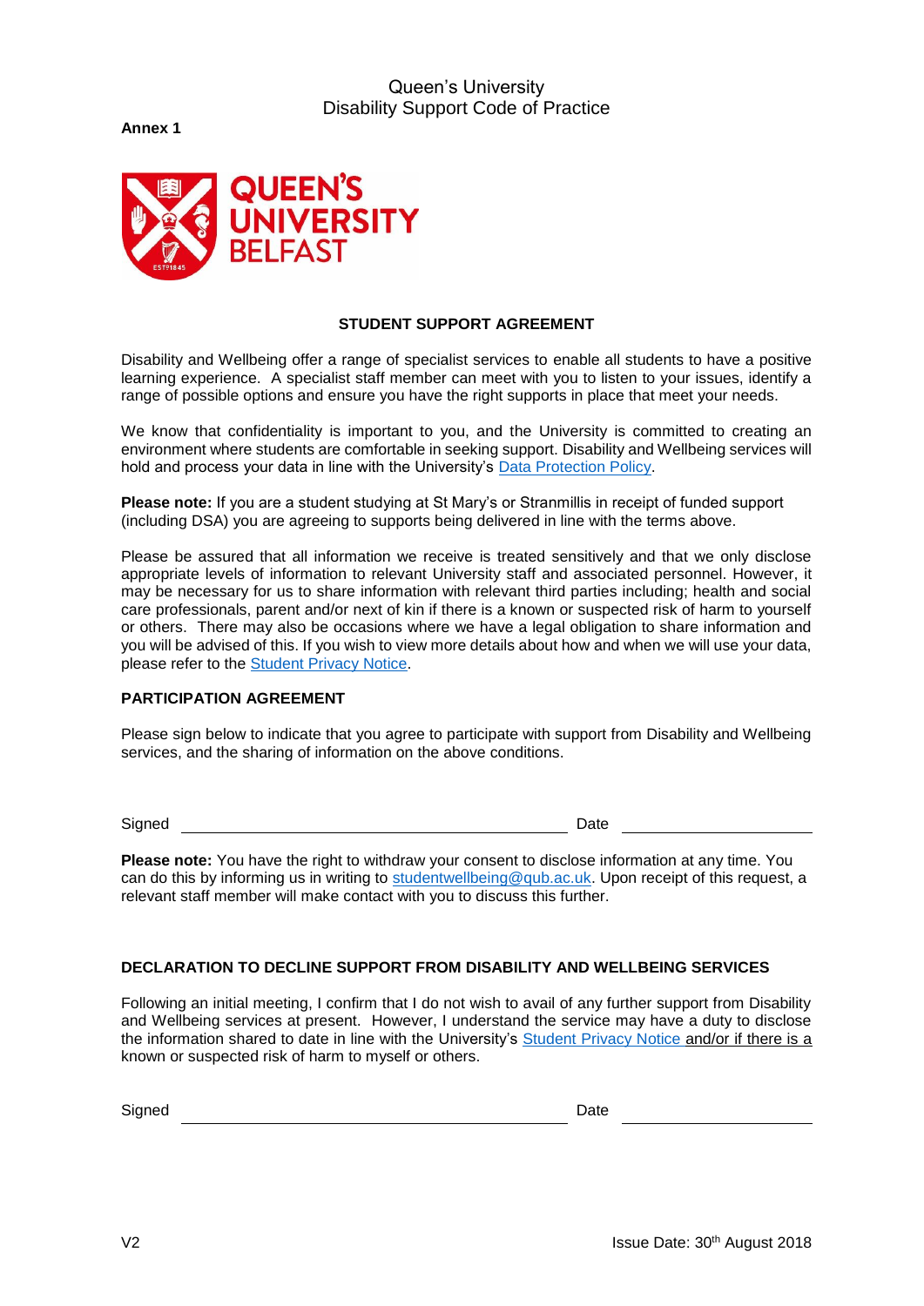**Annex 1**

**STUDENT SUPPORT AGREEMENT**

Disability and Wellbeing offer a range of specialist services to enable all students to have a positive learning experience. A specialist staff member can meet with you to listen to your issues, identify a range of possible options and ensure you have the right supports in place that meet your needs.

We know that confidentiality is important to you, and the University is committed to creating an environment where students are comfortable in seeking support. Disability and Wellbeing services will hold and process your data in line with the University's Data Protection Policy.

**Please note:** If you are a student studying at St Mary's or Stranmillis in receipt of funded support (including DSA) you are agreeing to supports being delivered in line with the terms above.

Please be assured that all information we receive is treated sensitively and that we only disclose appropriate levels of information to relevant University staff and associated personnel. However, it may be necessary for us to share information with relevant third parties including; health and social care professionals, parent and/or next of kin if there is a known or suspected risk of harm to yourself or others. There may also be occasions where we have a legal obligation to share information and you will be advised of this. If you wish to view more details about how and when we will use your data, please refer to the Student Privacy Notice.

**PARTICIPATION AGREEMENT**

Please sign below to indicate that you agree to participate with support from Disability and Wellbeing services, and the sharing of information on the above conditions.

Signed \_\_\_\_\_\_\_\_\_\_\_\_\_\_\_\_\_\_\_\_\_\_\_\_\_\_\_\_\_\_ Date \_\_\_\_\_\_\_\_\_\_\_\_\_\_\_\_

**Please note:** You have the right to withdraw your consent to disclose information at any time. You can do this by informing us in writing to studentwellbeing@qub.ac.uk. Upon receipt of this request, a relevant staff member will make contact with you to discuss this further.

**DECLARATION TO DECLINE SUPPORT FROM DISABILITY AND WELLBEING SERVICES**

Following an initial meeting, I confirm that I do not wish to avail of any further support from Disability and Wellbeing services at present. However, I understand the service may have a duty to disclose the information shared to date in line with the University's Student Privacy Notice and/or if there is a known or suspected risk of harm to myself or others.

Signed \_\_\_\_\_\_\_\_\_\_\_\_\_\_\_\_\_\_\_\_\_\_\_\_\_\_\_\_\_\_ Date \_\_\_\_\_\_\_\_\_\_\_\_\_\_\_\_

V2 Issue Date: 30th August 2018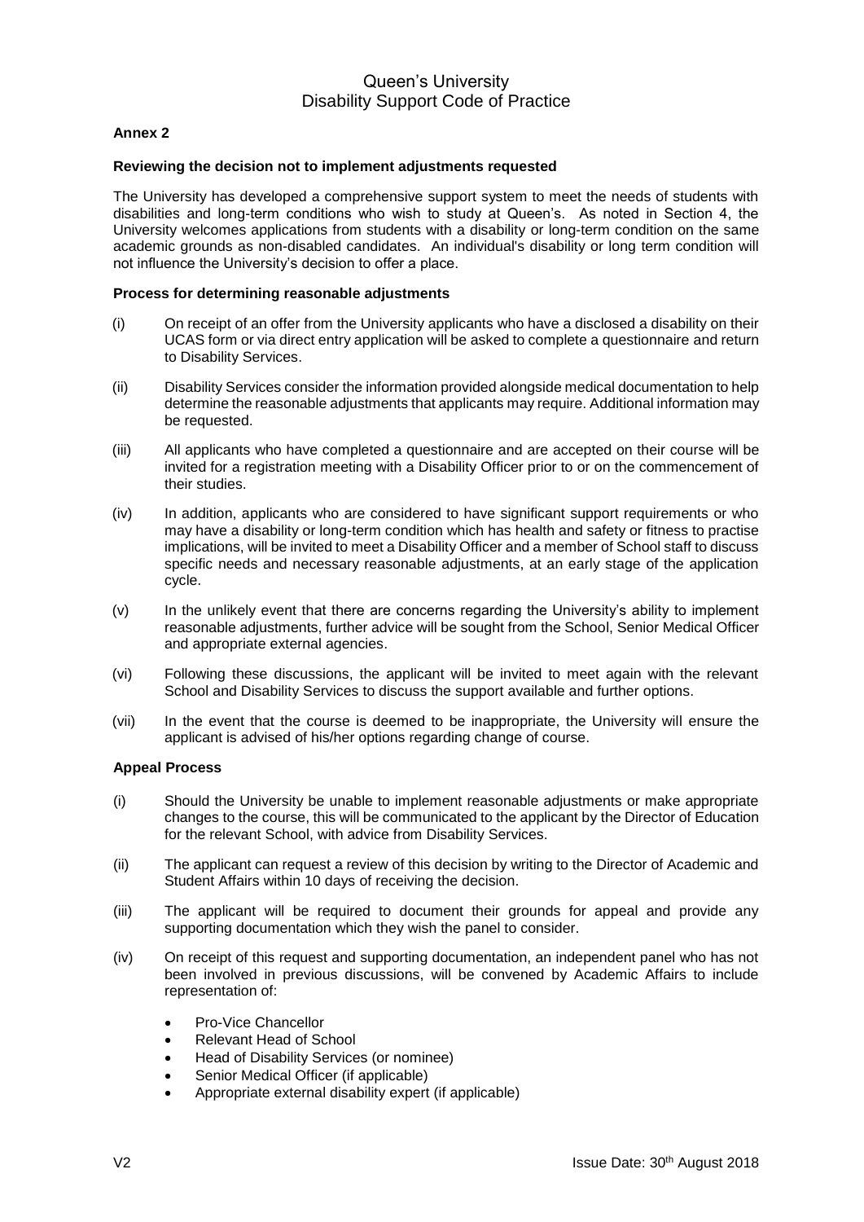**Annex 2**

**Reviewing the decision not to implement adjustments requested**

The University has developed a comprehensive support system to meet the needs of students with disabilities and long-term conditions who wish to study at Queen's. As noted in Section 4, the University welcomes applications from students with a disability or long-term condition on the same academic grounds as non-disabled candidates. An individual's disability or long term condition will not influence the University's decision to offer a place.

**Process for determining reasonable adjustments**

(i) On receipt of an offer from the University applicants who have a disclosed a disability on their UCAS form or via direct entry application will be asked to complete a questionnaire and return to Disability Services.

(ii) Disability Services consider the information provided alongside medical documentation to help determine the reasonable adjustments that applicants may require. Additional information may be requested.

(iii) All applicants who have completed a questionnaire and are accepted on their course will be invited for a registration meeting with a Disability Officer prior to or on the commencement of their studies.

(iv) In addition, applicants who are considered to have significant support requirements or who may have a disability or long-term condition which has health and safety or fitness to practise implications, will be invited to meet a Disability Officer and a member of School staff to discuss specific needs and necessary reasonable adjustments, at an early stage of the application cycle.

(v) In the unlikely event that there are concerns regarding the University's ability to implement reasonable adjustments, further advice will be sought from the School, Senior Medical Officer and appropriate external agencies.

(vi) Following these discussions, the applicant will be invited to meet again with the relevant School and Disability Services to discuss the support available and further options.

(vii) In the event that the course is deemed to be inappropriate, the University will ensure the applicant is advised of his/her options regarding change of course.

**Appeal Process**

(i) Should the University be unable to implement reasonable adjustments or make appropriate changes to the course, this will be communicated to the applicant by the Director of Education for the relevant School, with advice from Disability Services.

(ii) The applicant can request a review of this decision by writing to the Director of Academic and Student Affairs within 10 days of receiving the decision.

(iii) The applicant will be required to document their grounds for appeal and provide any supporting documentation which they wish the panel to consider.

(iv) On receipt of this request and supporting documentation, an independent panel who has not been involved in previous discussions, will be convened by Academic Affairs to include representation of:

- Pro-Vice Chancellor
- Relevant Head of School
- Head of Disability Services (or nominee)
- Senior Medical Officer (if applicable)
- Appropriate external disability expert (if applicable)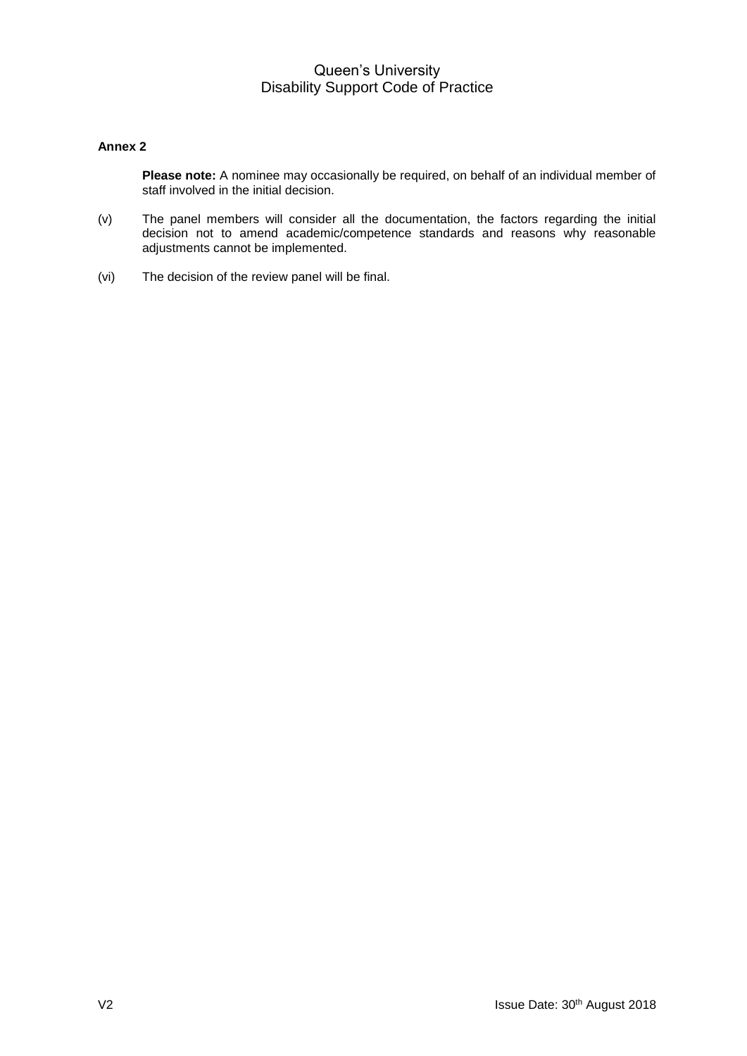**Annex 2**

**Please note:** A nominee may occasionally be required, on behalf of an individual member of staff involved in the initial decision.

(v) The panel members will consider all the documentation, the factors regarding the initial decision not to amend academic/competence standards and reasons why reasonable adjustments cannot be implemented.

(vi) The decision of the review panel will be final.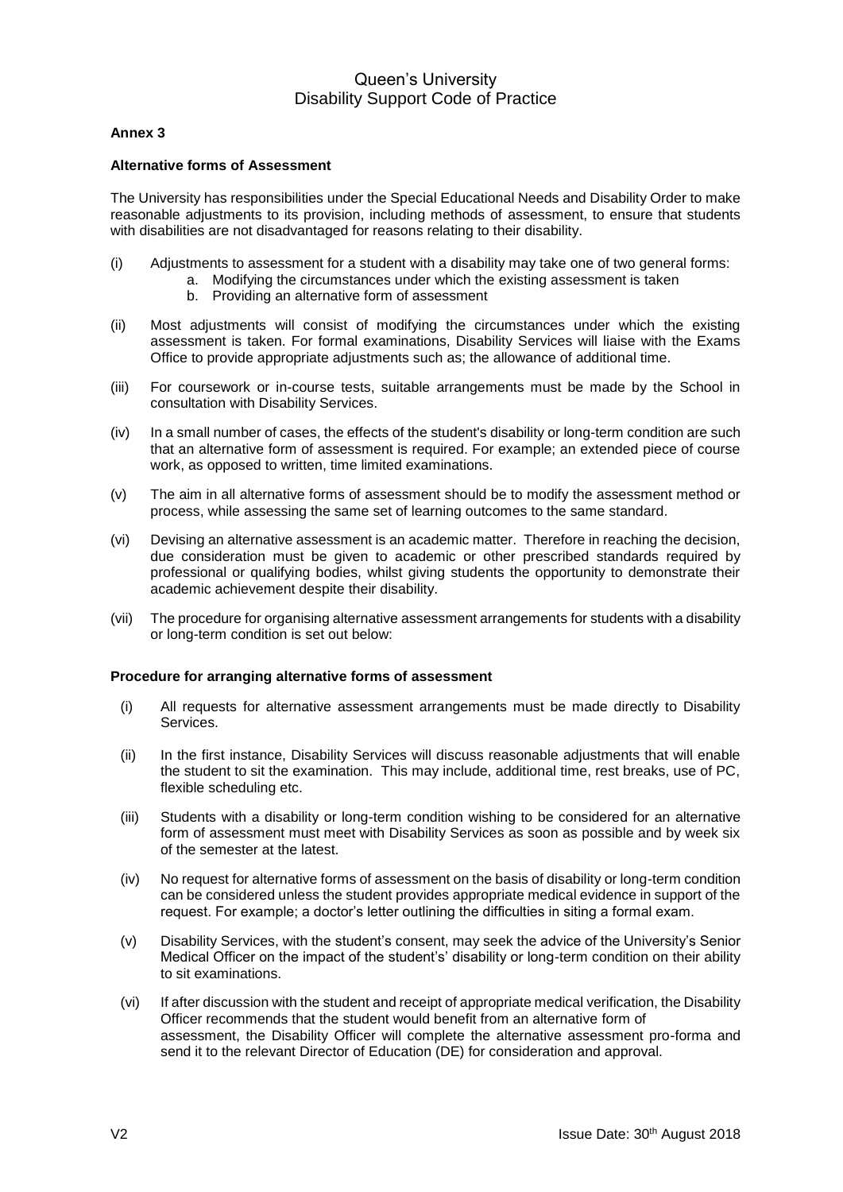**Annex 3**

**Alternative forms of Assessment**

The University has responsibilities under the Special Educational Needs and Disability Order to make reasonable adjustments to its provision, including methods of assessment, to ensure that students with disabilities are not disadvantaged for reasons relating to their disability.

(i) Adjustments to assessment for a student with a disability may take one of two general forms:
   a. Modifying the circumstances under which the existing assessment is taken
   b. Providing an alternative form of assessment

(ii) Most adjustments will consist of modifying the circumstances under which the existing assessment is taken. For formal examinations, Disability Services will liaise with the Exams Office to provide appropriate adjustments such as; the allowance of additional time.

(iii) For coursework or in-course tests, suitable arrangements must be made by the School in consultation with Disability Services.

(iv) In a small number of cases, the effects of the student's disability or long-term condition are such that an alternative form of assessment is required. For example; an extended piece of course work, as opposed to written, time limited examinations.

(v) The aim in all alternative forms of assessment should be to modify the assessment method or process, while assessing the same set of learning outcomes to the same standard.

(vi) Devising an alternative assessment is an academic matter. Therefore in reaching the decision, due consideration must be given to academic or other prescribed standards required by professional or qualifying bodies, whilst giving students the opportunity to demonstrate their academic achievement despite their disability.

(vii) The procedure for organising alternative assessment arrangements for students with a disability or long-term condition is set out below:

**Procedure for arranging alternative forms of assessment**

(i) All requests for alternative assessment arrangements must be made directly to Disability Services.

(ii) In the first instance, Disability Services will discuss reasonable adjustments that will enable the student to sit the examination. This may include, additional time, rest breaks, use of PC, flexible scheduling etc.

(iii) Students with a disability or long-term condition wishing to be considered for an alternative form of assessment must meet with Disability Services as soon as possible and by week six of the semester at the latest.

(iv) No request for alternative forms of assessment on the basis of disability or long-term condition can be considered unless the student provides appropriate medical evidence in support of the request. For example; a doctor's letter outlining the difficulties in siting a formal exam.

(v) Disability Services, with the student's consent, may seek the advice of the University's Senior Medical Officer on the impact of the student's' disability or long-term condition on their ability to sit examinations.

(vi) If after discussion with the student and receipt of appropriate medical verification, the Disability Officer recommends that the student would benefit from an alternative form of assessment, the Disability Officer will complete the alternative assessment pro-forma and send it to the relevant Director of Education (DE) for consideration and approval.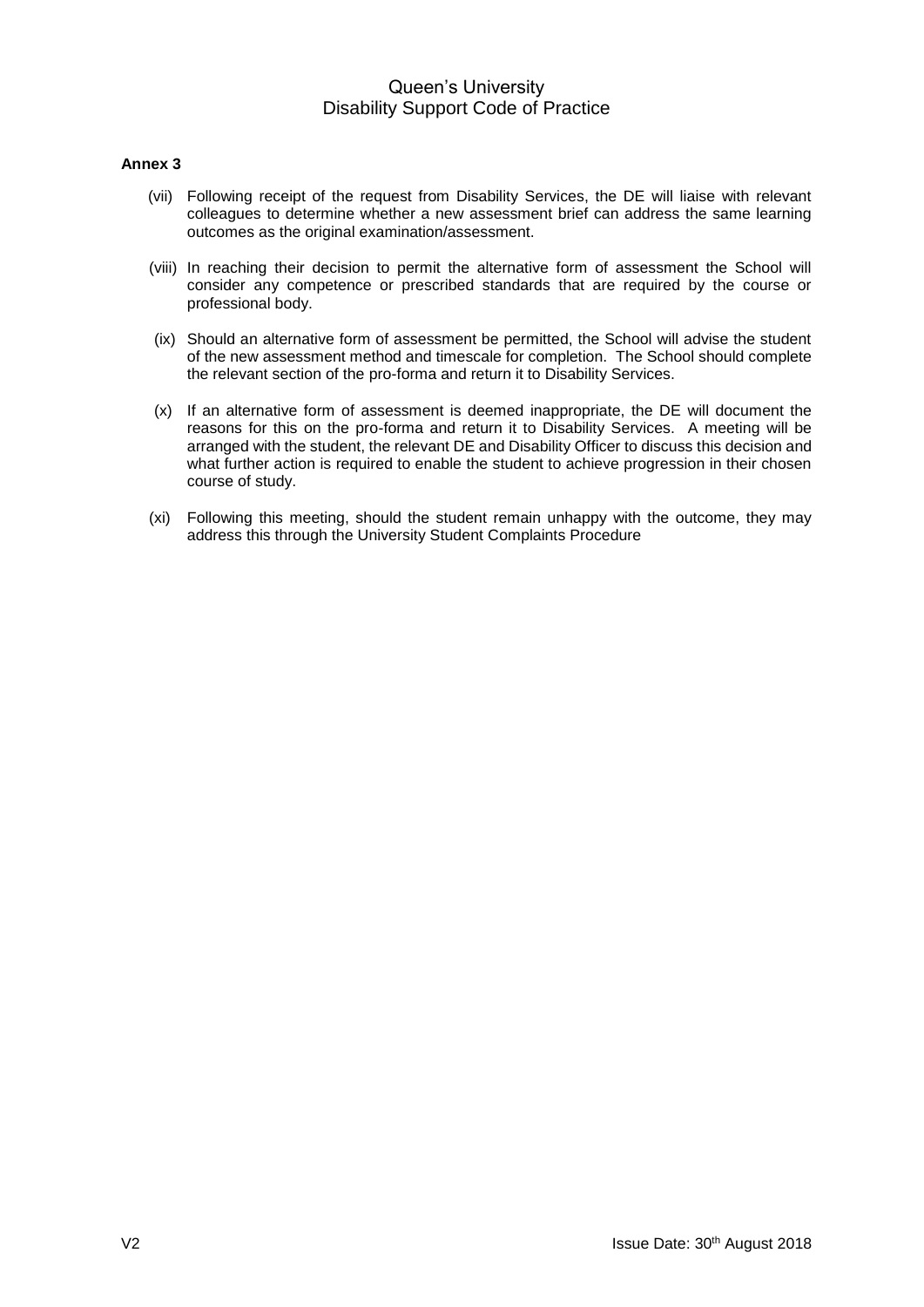**Annex 3**

(vii) Following receipt of the request from Disability Services, the DE will liaise with relevant colleagues to determine whether a new assessment brief can address the same learning outcomes as the original examination/assessment.

(viii) In reaching their decision to permit the alternative form of assessment the School will consider any competence or prescribed standards that are required by the course or professional body.

(ix) Should an alternative form of assessment be permitted, the School will advise the student of the new assessment method and timescale for completion. The School should complete the relevant section of the pro-forma and return it to Disability Services.

(x) If an alternative form of assessment is deemed inappropriate, the DE will document the reasons for this on the pro-forma and return it to Disability Services. A meeting will be arranged with the student, the relevant DE and Disability Officer to discuss this decision and what further action is required to enable the student to achieve progression in their chosen course of study.

(xi) Following this meeting, should the student remain unhappy with the outcome, they may address this through the University Student Complaints Procedure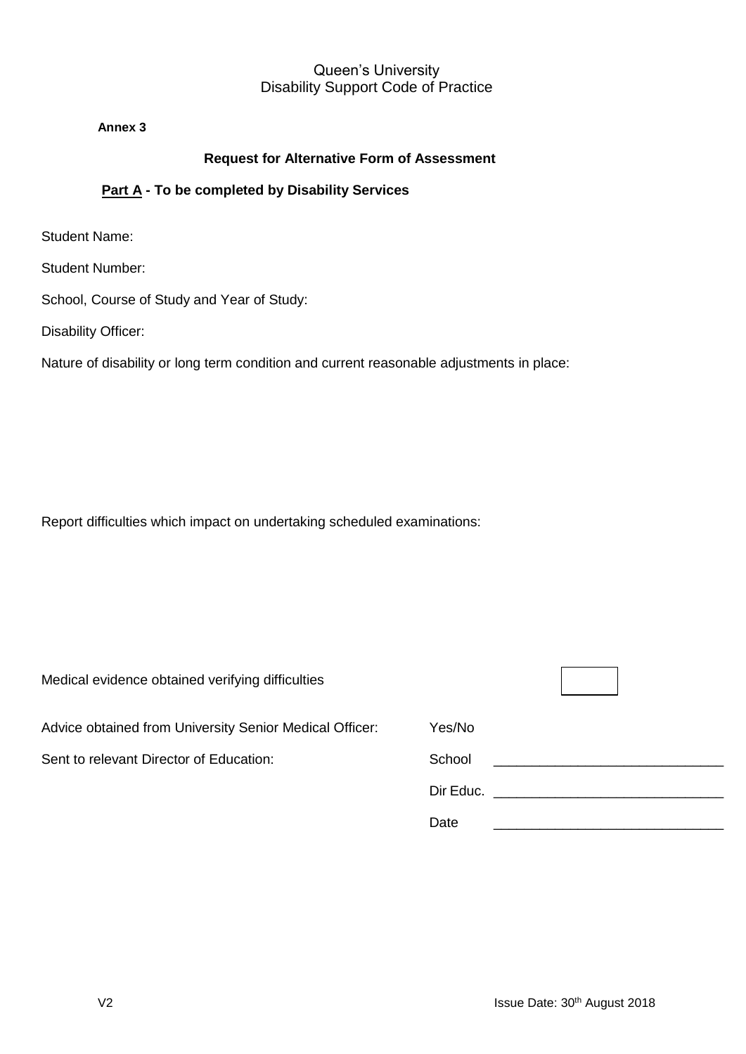Queen's University
Disability Support Code of Practice

**Annex 3**

**Request for Alternative Form of Assessment**

**Part A - To be completed by Disability Services**

Student Name:

Student Number:

School, Course of Study and Year of Study:

Disability Officer:

Nature of disability or long term condition and current reasonable adjustments in place:

Report difficulties which impact on undertaking scheduled examinations:

Medical evidence obtained verifying difficulties ☐

Advice obtained from University Senior Medical Officer: Yes/No

Sent to relevant Director of Education: School ______________________________

Dir Educ. ______________________________

Date ______________________________

V2 Issue Date: 30th August 2018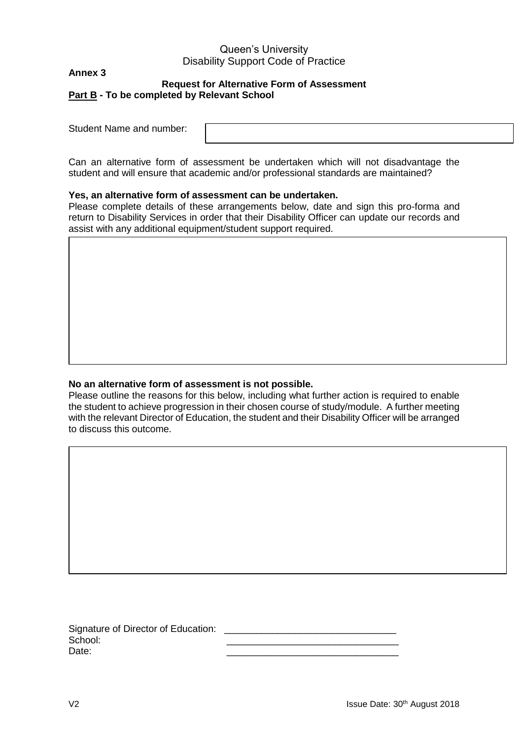Queen's University
Disability Support Code of Practice

**Annex 3**

**Request for Alternative Form of Assessment**

**<u>Part B</u> - To be completed by Relevant School**

Student Name and number:

Can an alternative form of assessment be undertaken which will not disadvantage the student and will ensure that academic and/or professional standards are maintained?

**Yes, an alternative form of assessment can be undertaken.**

Please complete details of these arrangements below, date and sign this pro-forma and return to Disability Services in order that their Disability Officer can update our records and assist with any additional equipment/student support required.

**No an alternative form of assessment is not possible.**

Please outline the reasons for this below, including what further action is required to enable the student to achieve progression in their chosen course of study/module. A further meeting with the relevant Director of Education, the student and their Disability Officer will be arranged to discuss this outcome.

Signature of Director of Education: ________________________________

School: ________________________________

Date: ________________________________

V2 Issue Date: 30th August 2018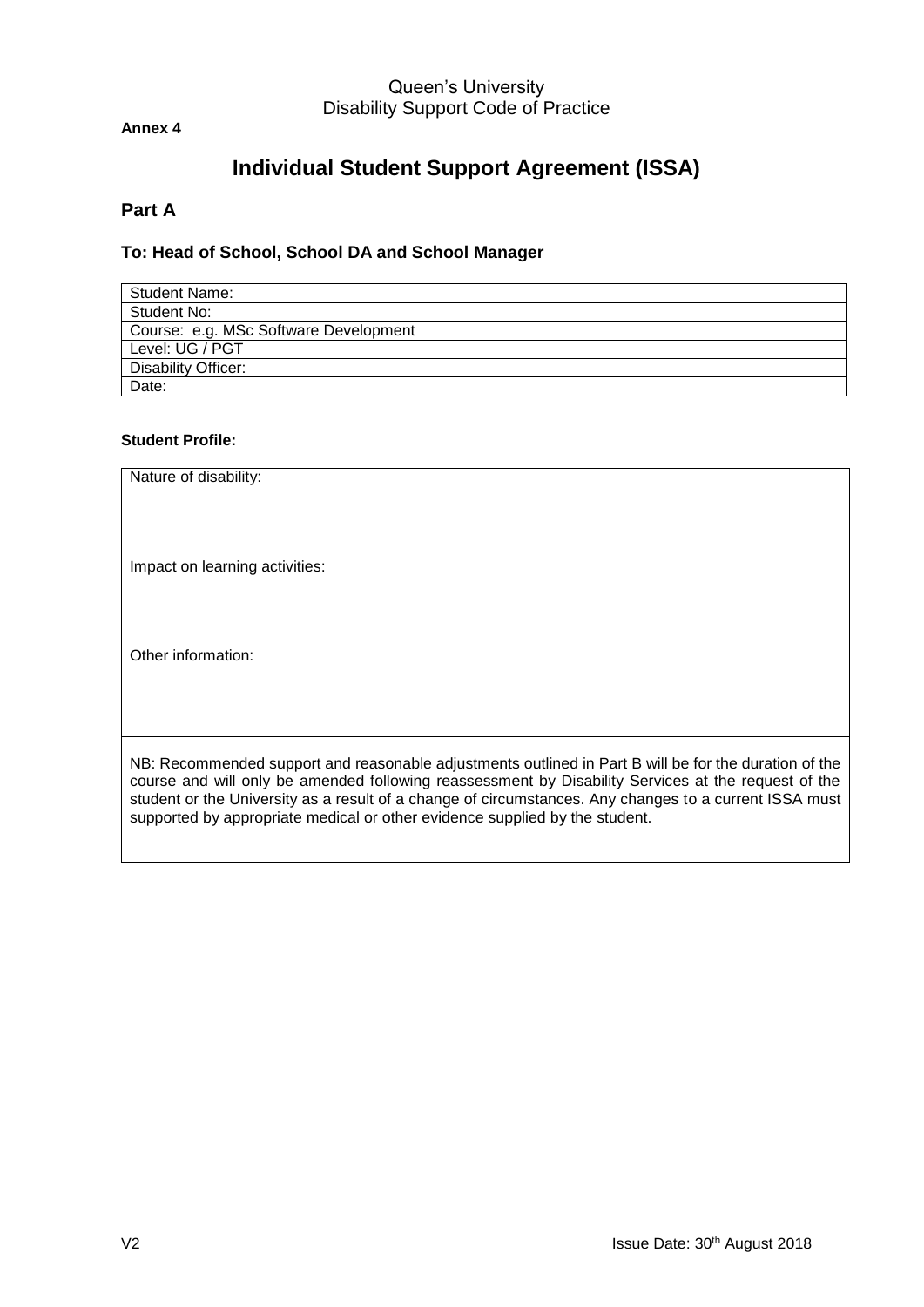Queen's University
Disability Support Code of Practice

**Annex 4**

# Individual Student Support Agreement (ISSA)

## Part A

### To: Head of School, School DA and School Manager

| Student Name: |
|---|
| Student No: |
| Course: e.g. MSc Software Development |
| Level: UG / PGT |
| Disability Officer: |
| Date: |

**Student Profile:**

| Nature of disability:<br><br><br>Impact on learning activities:<br><br><br>Other information: |
|---|
| NB: Recommended support and reasonable adjustments outlined in Part B will be for the duration of the course and will only be amended following reassessment by Disability Services at the request of the student or the University as a result of a change of circumstances. Any changes to a current ISSA must supported by appropriate medical or other evidence supplied by the student. |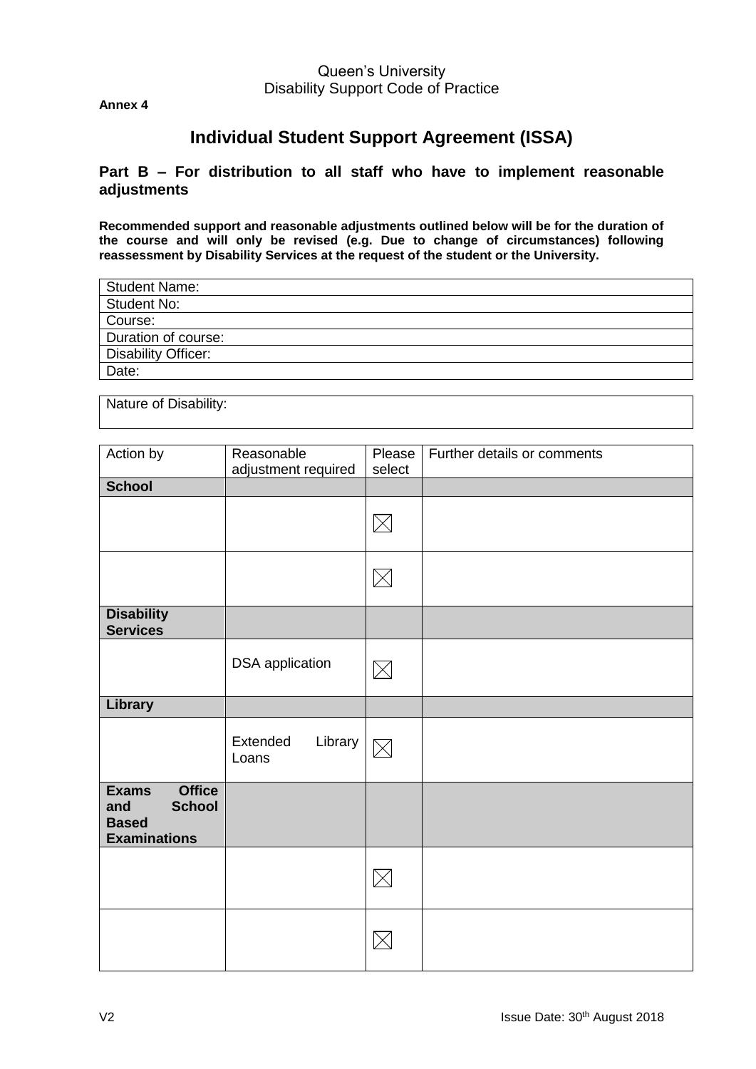Queen's University
Disability Support Code of Practice

**Annex 4**

# Individual Student Support Agreement (ISSA)

## Part B – For distribution to all staff who have to implement reasonable adjustments

**Recommended support and reasonable adjustments outlined below will be for the duration of the course and will only be revised (e.g. Due to change of circumstances) following reassessment by Disability Services at the request of the student or the University.**

| Student Name: |
|---|
| Student No: |
| Course: |
| Duration of course: |
| Disability Officer: |
| Date: |

| Nature of Disability: |
|---|

| Action by | Reasonable adjustment required | Please select | Further details or comments |
|---|---|---|---|
| **School** | | | |
| | | ☒ | |
| | | ☒ | |
| **Disability Services** | | | |
| | DSA application | ☒ | |
| **Library** | | | |
| | Extended Library Loans | ☒ | |
| **Exams Office and School Based Examinations** | | | |
| | | ☒ | |
| | | ☒ | |

V2 Issue Date: 30th August 2018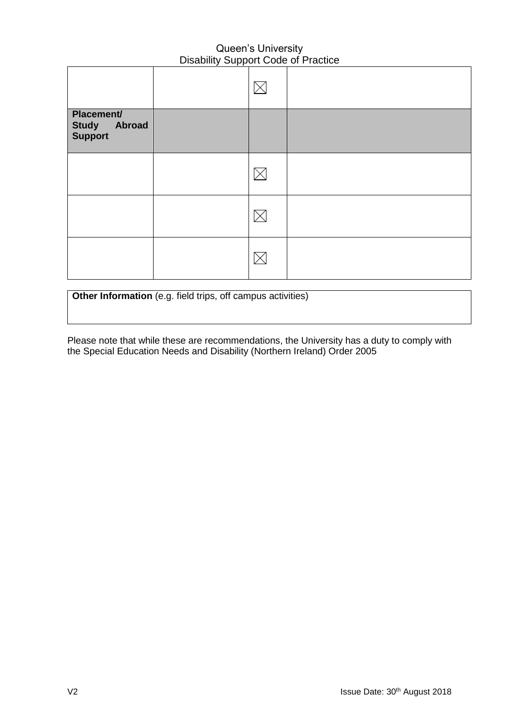| | | | |
|---|---|---|---|
| | | ☒ | |
| **Placement/ Study Abroad Support** | | | |
| | | ☒ | |
| | | ☒ | |
| | | ☒ | |

| |
|---|
| **Other Information** (e.g. field trips, off campus activities) |

Please note that while these are recommendations, the University has a duty to comply with the Special Education Needs and Disability (Northern Ireland) Order 2005